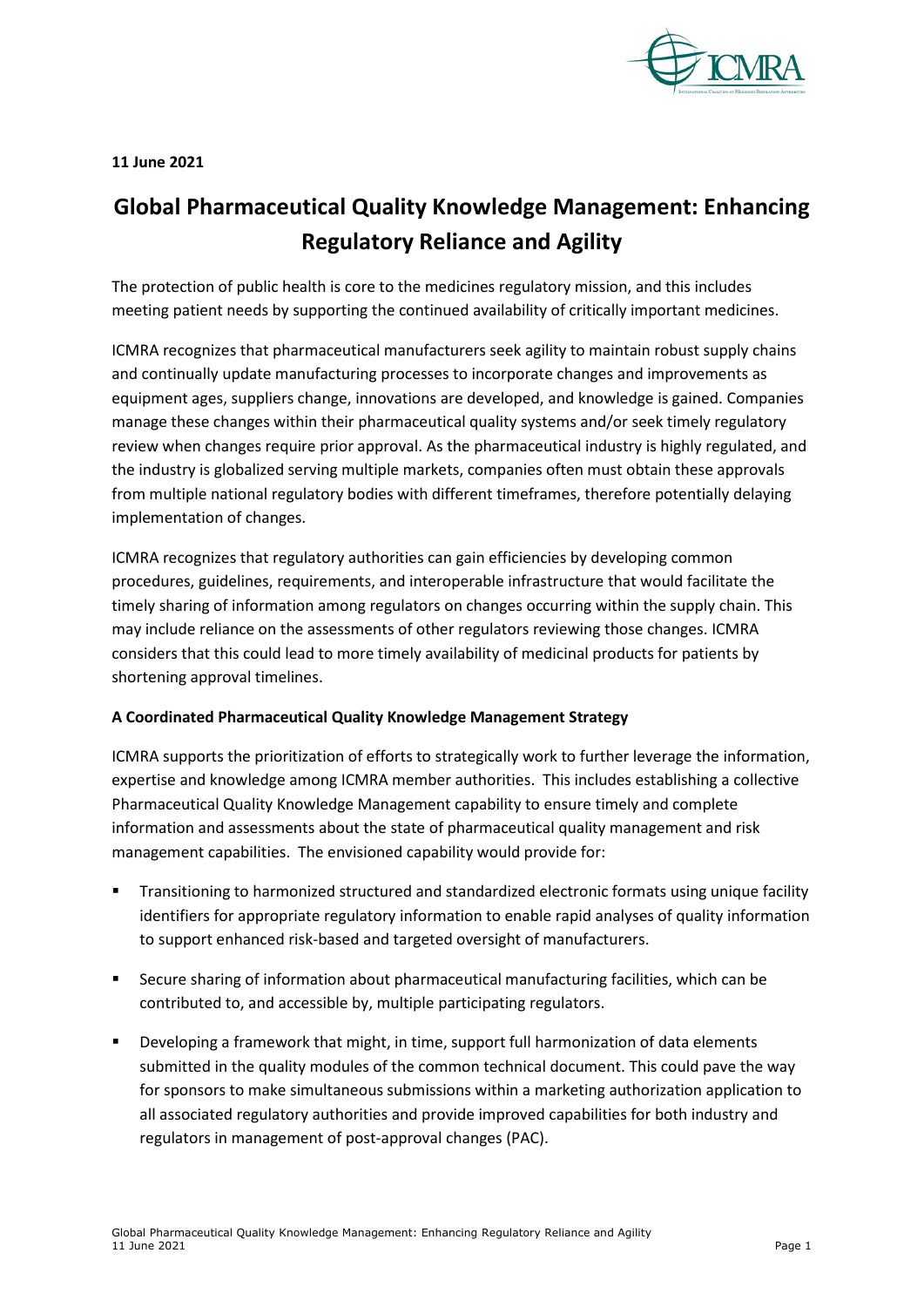**11 June 2021**

# Global Pharmaceutical Quality Knowledge Management: Enhancing Regulatory Reliance and Agility

The protection of public health is core to the medicines regulatory mission, and this includes meeting patient needs by supporting the continued availability of critically important medicines.

ICMRA recognizes that pharmaceutical manufacturers seek agility to maintain robust supply chains and continually update manufacturing processes to incorporate changes and improvements as equipment ages, suppliers change, innovations are developed, and knowledge is gained. Companies manage these changes within their pharmaceutical quality systems and/or seek timely regulatory review when changes require prior approval. As the pharmaceutical industry is highly regulated, and the industry is globalized serving multiple markets, companies often must obtain these approvals from multiple national regulatory bodies with different timeframes, therefore potentially delaying implementation of changes.

ICMRA recognizes that regulatory authorities can gain efficiencies by developing common procedures, guidelines, requirements, and interoperable infrastructure that would facilitate the timely sharing of information among regulators on changes occurring within the supply chain. This may include reliance on the assessments of other regulators reviewing those changes. ICMRA considers that this could lead to more timely availability of medicinal products for patients by shortening approval timelines.

**A Coordinated Pharmaceutical Quality Knowledge Management Strategy**

ICMRA supports the prioritization of efforts to strategically work to further leverage the information, expertise and knowledge among ICMRA member authorities. This includes establishing a collective Pharmaceutical Quality Knowledge Management capability to ensure timely and complete information and assessments about the state of pharmaceutical quality management and risk management capabilities. The envisioned capability would provide for:

- Transitioning to harmonized structured and standardized electronic formats using unique facility identifiers for appropriate regulatory information to enable rapid analyses of quality information to support enhanced risk-based and targeted oversight of manufacturers.
- Secure sharing of information about pharmaceutical manufacturing facilities, which can be contributed to, and accessible by, multiple participating regulators.
- Developing a framework that might, in time, support full harmonization of data elements submitted in the quality modules of the common technical document. This could pave the way for sponsors to make simultaneous submissions within a marketing authorization application to all associated regulatory authorities and provide improved capabilities for both industry and regulators in management of post-approval changes (PAC).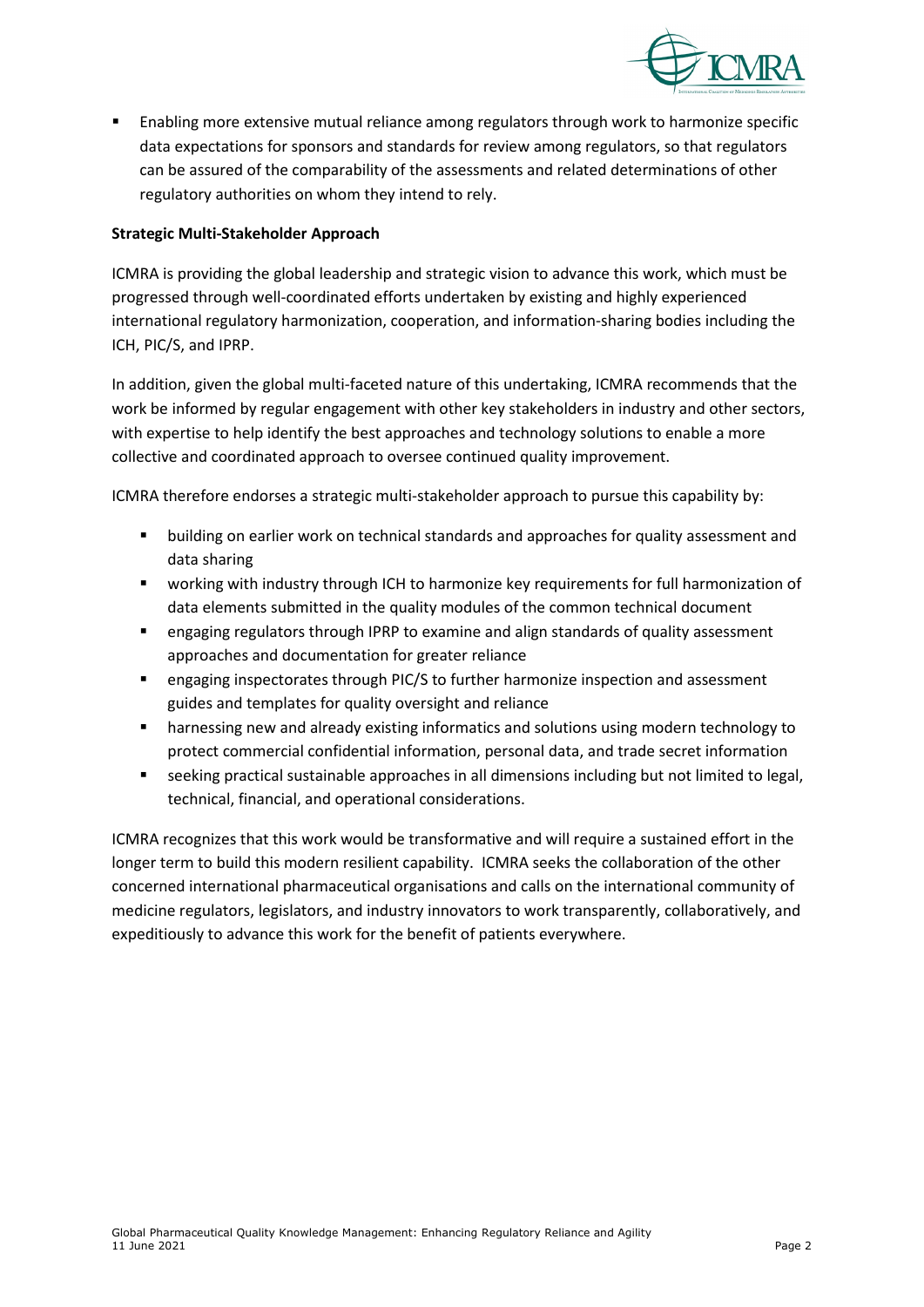- Enabling more extensive mutual reliance among regulators through work to harmonize specific data expectations for sponsors and standards for review among regulators, so that regulators can be assured of the comparability of the assessments and related determinations of other regulatory authorities on whom they intend to rely.

**Strategic Multi-Stakeholder Approach**

ICMRA is providing the global leadership and strategic vision to advance this work, which must be progressed through well-coordinated efforts undertaken by existing and highly experienced international regulatory harmonization, cooperation, and information-sharing bodies including the ICH, PIC/S, and IPRP.

In addition, given the global multi-faceted nature of this undertaking, ICMRA recommends that the work be informed by regular engagement with other key stakeholders in industry and other sectors, with expertise to help identify the best approaches and technology solutions to enable a more collective and coordinated approach to oversee continued quality improvement.

ICMRA therefore endorses a strategic multi-stakeholder approach to pursue this capability by:

- building on earlier work on technical standards and approaches for quality assessment and data sharing
- working with industry through ICH to harmonize key requirements for full harmonization of data elements submitted in the quality modules of the common technical document
- engaging regulators through IPRP to examine and align standards of quality assessment approaches and documentation for greater reliance
- engaging inspectorates through PIC/S to further harmonize inspection and assessment guides and templates for quality oversight and reliance
- harnessing new and already existing informatics and solutions using modern technology to protect commercial confidential information, personal data, and trade secret information
- seeking practical sustainable approaches in all dimensions including but not limited to legal, technical, financial, and operational considerations.

ICMRA recognizes that this work would be transformative and will require a sustained effort in the longer term to build this modern resilient capability. ICMRA seeks the collaboration of the other concerned international pharmaceutical organisations and calls on the international community of medicine regulators, legislators, and industry innovators to work transparently, collaboratively, and expeditiously to advance this work for the benefit of patients everywhere.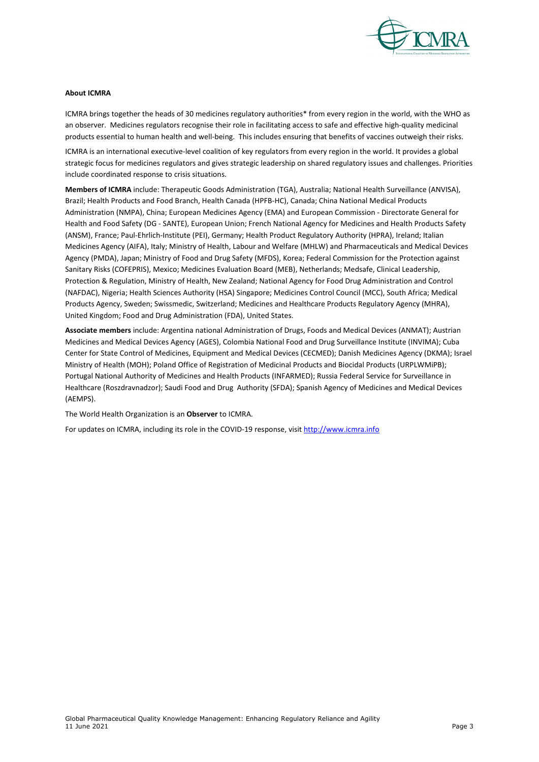**About ICMRA**

ICMRA brings together the heads of 30 medicines regulatory authorities* from every region in the world, with the WHO as an observer. Medicines regulators recognise their role in facilitating access to safe and effective high-quality medicinal products essential to human health and well-being. This includes ensuring that benefits of vaccines outweigh their risks.

ICMRA is an international executive-level coalition of key regulators from every region in the world. It provides a global strategic focus for medicines regulators and gives strategic leadership on shared regulatory issues and challenges. Priorities include coordinated response to crisis situations.

**Members of ICMRA** include: Therapeutic Goods Administration (TGA), Australia; National Health Surveillance (ANVISA), Brazil; Health Products and Food Branch, Health Canada (HPFB-HC), Canada; China National Medical Products Administration (NMPA), China; European Medicines Agency (EMA) and European Commission - Directorate General for Health and Food Safety (DG - SANTE), European Union; French National Agency for Medicines and Health Products Safety (ANSM), France; Paul-Ehrlich-Institute (PEI), Germany; Health Product Regulatory Authority (HPRA), Ireland; Italian Medicines Agency (AIFA), Italy; Ministry of Health, Labour and Welfare (MHLW) and Pharmaceuticals and Medical Devices Agency (PMDA), Japan; Ministry of Food and Drug Safety (MFDS), Korea; Federal Commission for the Protection against Sanitary Risks (COFEPRIS), Mexico; Medicines Evaluation Board (MEB), Netherlands; Medsafe, Clinical Leadership, Protection & Regulation, Ministry of Health, New Zealand; National Agency for Food Drug Administration and Control (NAFDAC), Nigeria; Health Sciences Authority (HSA) Singapore; Medicines Control Council (MCC), South Africa; Medical Products Agency, Sweden; Swissmedic, Switzerland; Medicines and Healthcare Products Regulatory Agency (MHRA), United Kingdom; Food and Drug Administration (FDA), United States.

**Associate members** include: Argentina national Administration of Drugs, Foods and Medical Devices (ANMAT); Austrian Medicines and Medical Devices Agency (AGES), Colombia National Food and Drug Surveillance Institute (INVIMA); Cuba Center for State Control of Medicines, Equipment and Medical Devices (CECMED); Danish Medicines Agency (DKMA); Israel Ministry of Health (MOH); Poland Office of Registration of Medicinal Products and Biocidal Products (URPLWMiPB); Portugal National Authority of Medicines and Health Products (INFARMED); Russia Federal Service for Surveillance in Healthcare (Roszdravnadzor); Saudi Food and Drug Authority (SFDA); Spanish Agency of Medicines and Medical Devices (AEMPS).

The World Health Organization is an **Observer** to ICMRA.

For updates on ICMRA, including its role in the COVID-19 response, visit [http://www.icmra.info](http://www.icmra.info)